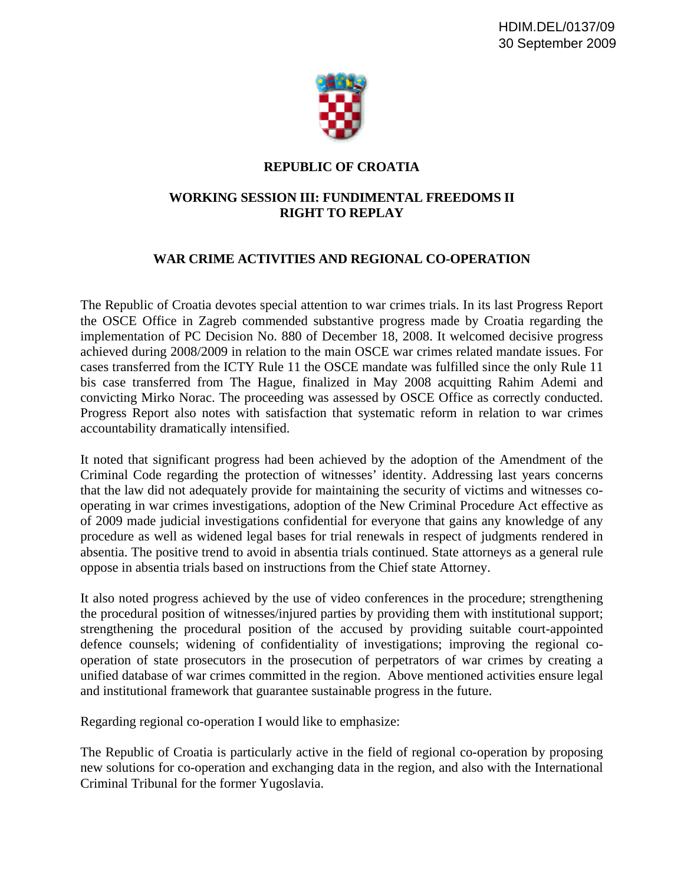HDIM.DEL/0137/09
30 September 2009

**REPUBLIC OF CROATIA**

**WORKING SESSION III: FUNDIMENTAL FREEDOMS II
RIGHT TO REPLAY**

## WAR CRIME ACTIVITIES AND REGIONAL CO-OPERATION

The Republic of Croatia devotes special attention to war crimes trials. In its last Progress Report the OSCE Office in Zagreb commended substantive progress made by Croatia regarding the implementation of PC Decision No. 880 of December 18, 2008. It welcomed decisive progress achieved during 2008/2009 in relation to the main OSCE war crimes related mandate issues. For cases transferred from the ICTY Rule 11 the OSCE mandate was fulfilled since the only Rule 11 bis case transferred from The Hague, finalized in May 2008 acquitting Rahim Ademi and convicting Mirko Norac. The proceeding was assessed by OSCE Office as correctly conducted. Progress Report also notes with satisfaction that systematic reform in relation to war crimes accountability dramatically intensified.

It noted that significant progress had been achieved by the adoption of the Amendment of the Criminal Code regarding the protection of witnesses' identity. Addressing last years concerns that the law did not adequately provide for maintaining the security of victims and witnesses co-operating in war crimes investigations, adoption of the New Criminal Procedure Act effective as of 2009 made judicial investigations confidential for everyone that gains any knowledge of any procedure as well as widened legal bases for trial renewals in respect of judgments rendered in absentia. The positive trend to avoid in absentia trials continued. State attorneys as a general rule oppose in absentia trials based on instructions from the Chief state Attorney.

It also noted progress achieved by the use of video conferences in the procedure; strengthening the procedural position of witnesses/injured parties by providing them with institutional support; strengthening the procedural position of the accused by providing suitable court-appointed defence counsels; widening of confidentiality of investigations; improving the regional co-operation of state prosecutors in the prosecution of perpetrators of war crimes by creating a unified database of war crimes committed in the region. Above mentioned activities ensure legal and institutional framework that guarantee sustainable progress in the future.

Regarding regional co-operation I would like to emphasize:

The Republic of Croatia is particularly active in the field of regional co-operation by proposing new solutions for co-operation and exchanging data in the region, and also with the International Criminal Tribunal for the former Yugoslavia.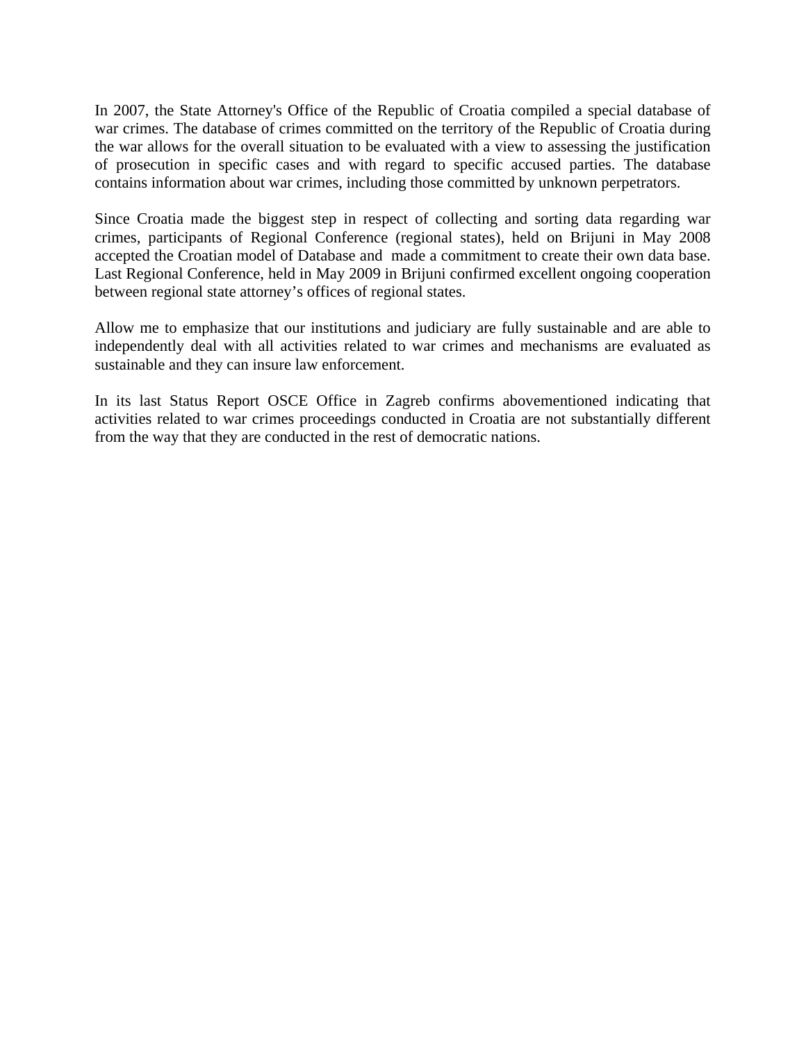In 2007, the State Attorney's Office of the Republic of Croatia compiled a special database of war crimes. The database of crimes committed on the territory of the Republic of Croatia during the war allows for the overall situation to be evaluated with a view to assessing the justification of prosecution in specific cases and with regard to specific accused parties. The database contains information about war crimes, including those committed by unknown perpetrators.

Since Croatia made the biggest step in respect of collecting and sorting data regarding war crimes, participants of Regional Conference (regional states), held on Brijuni in May 2008 accepted the Croatian model of Database and made a commitment to create their own data base. Last Regional Conference, held in May 2009 in Brijuni confirmed excellent ongoing cooperation between regional state attorney's offices of regional states.

Allow me to emphasize that our institutions and judiciary are fully sustainable and are able to independently deal with all activities related to war crimes and mechanisms are evaluated as sustainable and they can insure law enforcement.

In its last Status Report OSCE Office in Zagreb confirms abovementioned indicating that activities related to war crimes proceedings conducted in Croatia are not substantially different from the way that they are conducted in the rest of democratic nations.